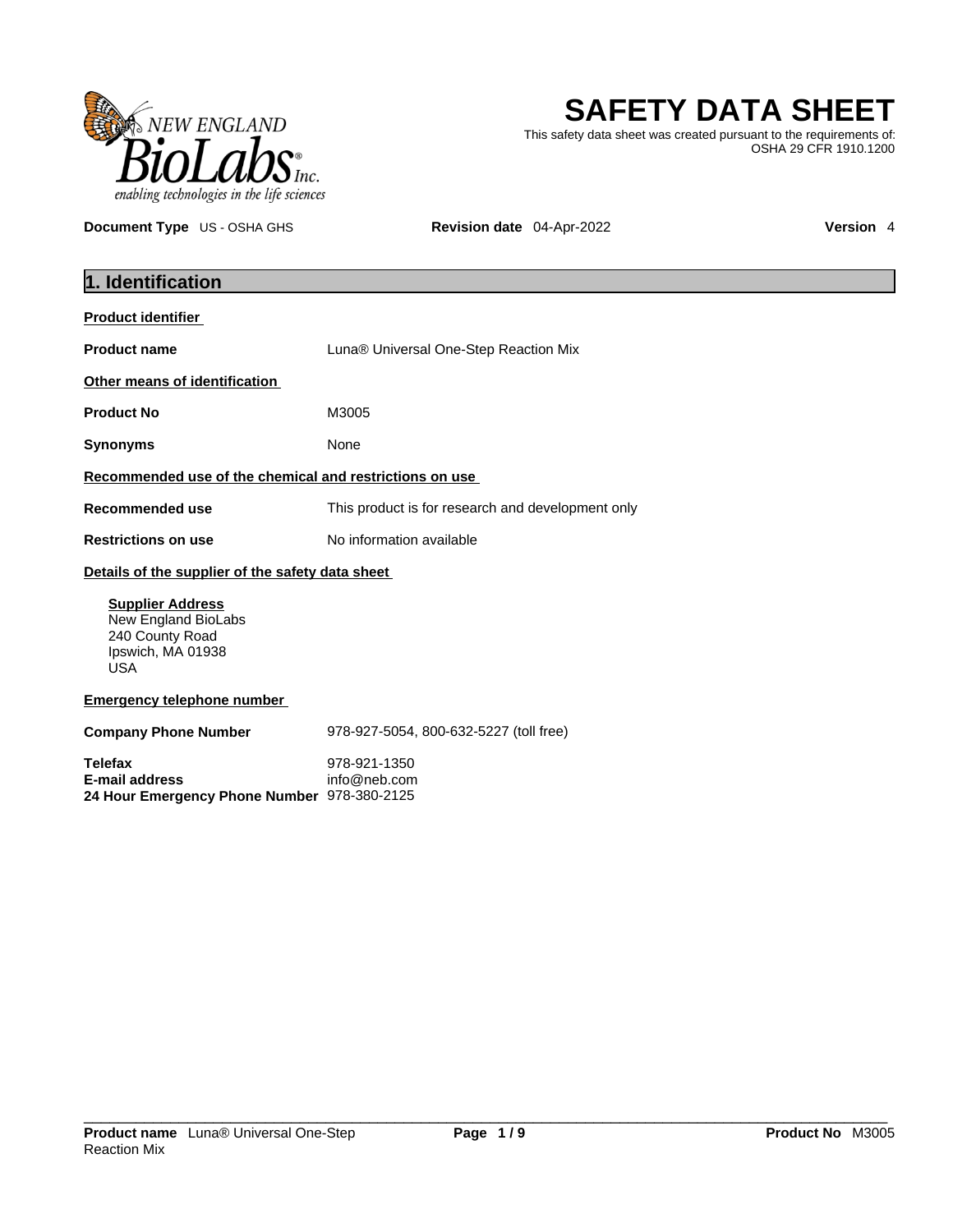# SAFETY DATA SHEET

This safety data sheet was created pursuant to the requirements of: OSHA 29 CFR 1910.1200

**Document Type** US - OSHA GHS **Revision date** 04-Apr-2022 **Version** 4

## 1. Identification

**Product identifier**

| | |
|---|---|
| **Product name** | Luna® Universal One-Step Reaction Mix |

**Other means of identification**

| | |
|---|---|
| **Product No** | M3005 |
| **Synonyms** | None |

**Recommended use of the chemical and restrictions on use**

| | |
|---|---|
| **Recommended use** | This product is for research and development only |
| **Restrictions on use** | No information available |

**Details of the supplier of the safety data sheet**

**Supplier Address**
New England BioLabs
240 County Road
Ipswich, MA 01938
USA

**Emergency telephone number**

| | |
|---|---|
| **Company Phone Number** | 978-927-5054, 800-632-5227 (toll free) |
| **Telefax** | 978-921-1350 |
| **E-mail address** | info@neb.com |
| **24 Hour Emergency Phone Number** | 978-380-2125 |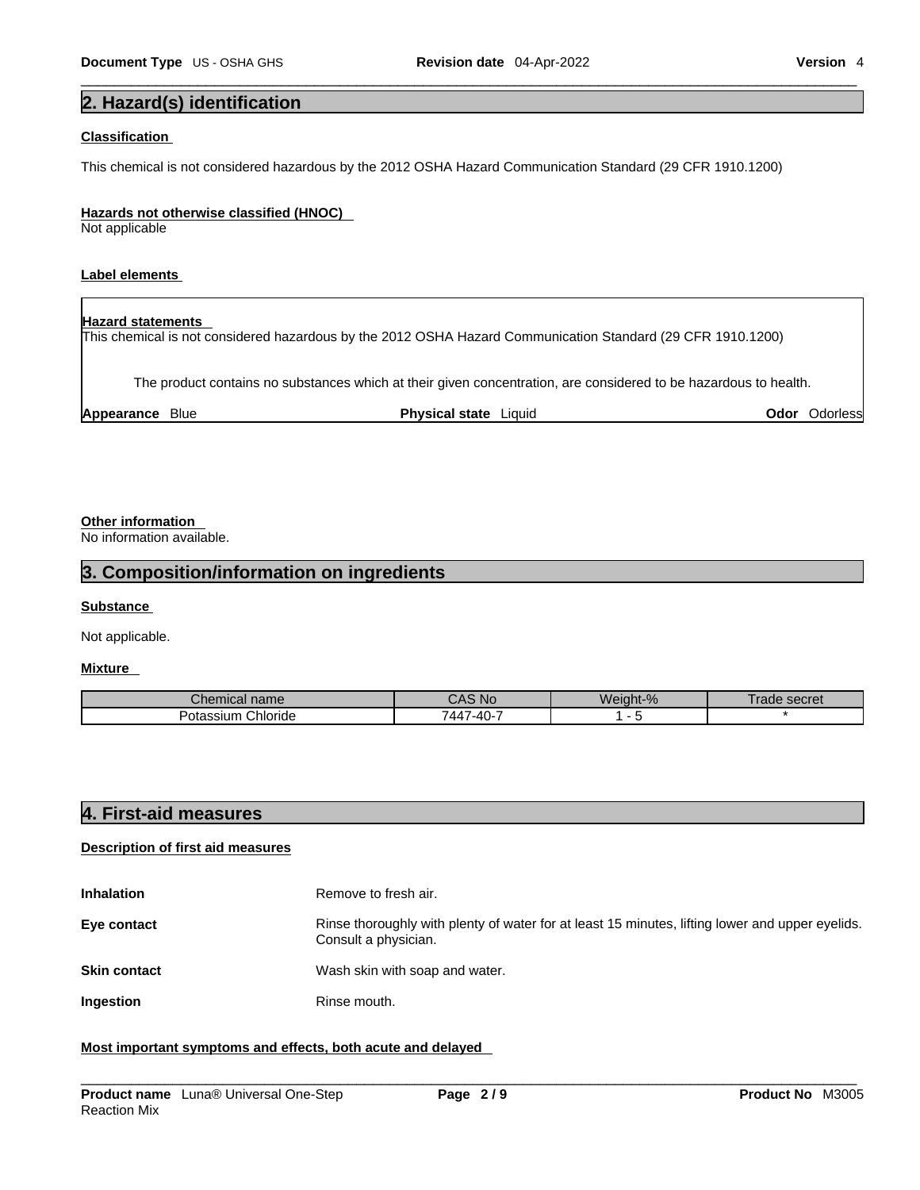## 2. Hazard(s) identification

**Classification**

This chemical is not considered hazardous by the 2012 OSHA Hazard Communication Standard (29 CFR 1910.1200)

**Hazards not otherwise classified (HNOC)**

Not applicable

**Label elements**

**Hazard statements**

This chemical is not considered hazardous by the 2012 OSHA Hazard Communication Standard (29 CFR 1910.1200)

The product contains no substances which at their given concentration, are considered to be hazardous to health.

**Appearance** Blue **Physical state** Liquid **Odor** Odorless

**Other information**

No information available.

## 3. Composition/information on ingredients

**Substance**

Not applicable.

**Mixture**

| Chemical name | CAS No | Weight-% | Trade secret |
| --- | --- | --- | --- |
| Potassium Chloride | 7447-40-7 | 1 - 5 | * |

## 4. First-aid measures

**Description of first aid measures**

**Inhalation** Remove to fresh air.

**Eye contact** Rinse thoroughly with plenty of water for at least 15 minutes, lifting lower and upper eyelids. Consult a physician.

**Skin contact** Wash skin with soap and water.

**Ingestion** Rinse mouth.

**Most important symptoms and effects, both acute and delayed**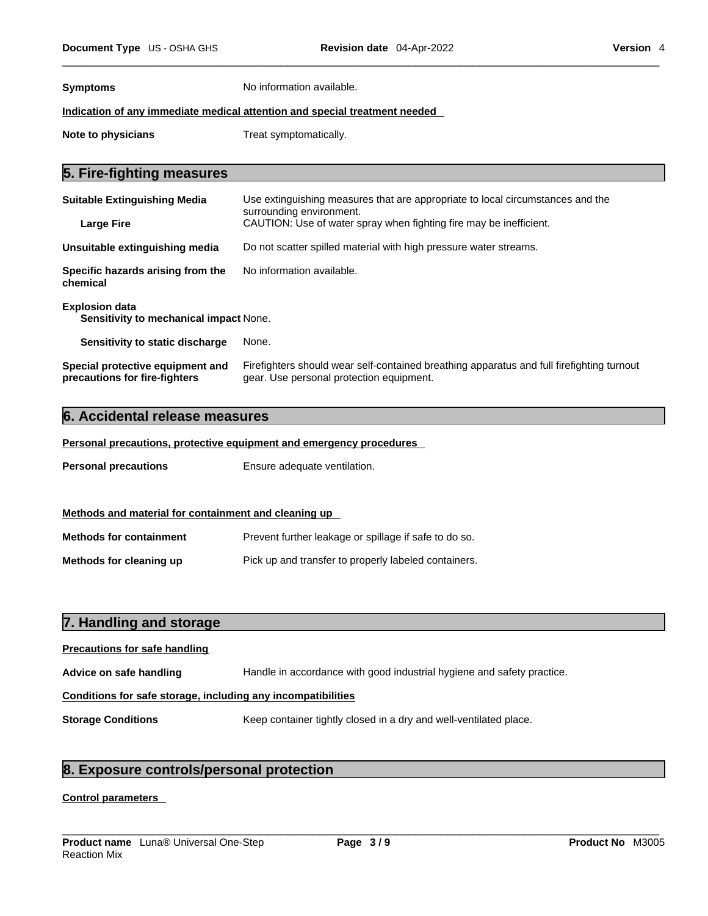**Symptoms** No information available.

**Indication of any immediate medical attention and special treatment needed**

**Note to physicians** Treat symptomatically.

## 5. Fire-fighting measures

**Suitable Extinguishing Media** Use extinguishing measures that are appropriate to local circumstances and the surrounding environment.

**Large Fire** CAUTION: Use of water spray when fighting fire may be inefficient.

**Unsuitable extinguishing media** Do not scatter spilled material with high pressure water streams.

**Specific hazards arising from the chemical** No information available.

**Explosion data**

**Sensitivity to mechanical impact** None.

**Sensitivity to static discharge** None.

**Special protective equipment and precautions for fire-fighters** Firefighters should wear self-contained breathing apparatus and full firefighting turnout gear. Use personal protection equipment.

## 6. Accidental release measures

**Personal precautions, protective equipment and emergency procedures**

**Personal precautions** Ensure adequate ventilation.

**Methods and material for containment and cleaning up**

**Methods for containment** Prevent further leakage or spillage if safe to do so.

**Methods for cleaning up** Pick up and transfer to properly labeled containers.

## 7. Handling and storage

**Precautions for safe handling**

**Advice on safe handling** Handle in accordance with good industrial hygiene and safety practice.

**Conditions for safe storage, including any incompatibilities**

**Storage Conditions** Keep container tightly closed in a dry and well-ventilated place.

## 8. Exposure controls/personal protection

**Control parameters**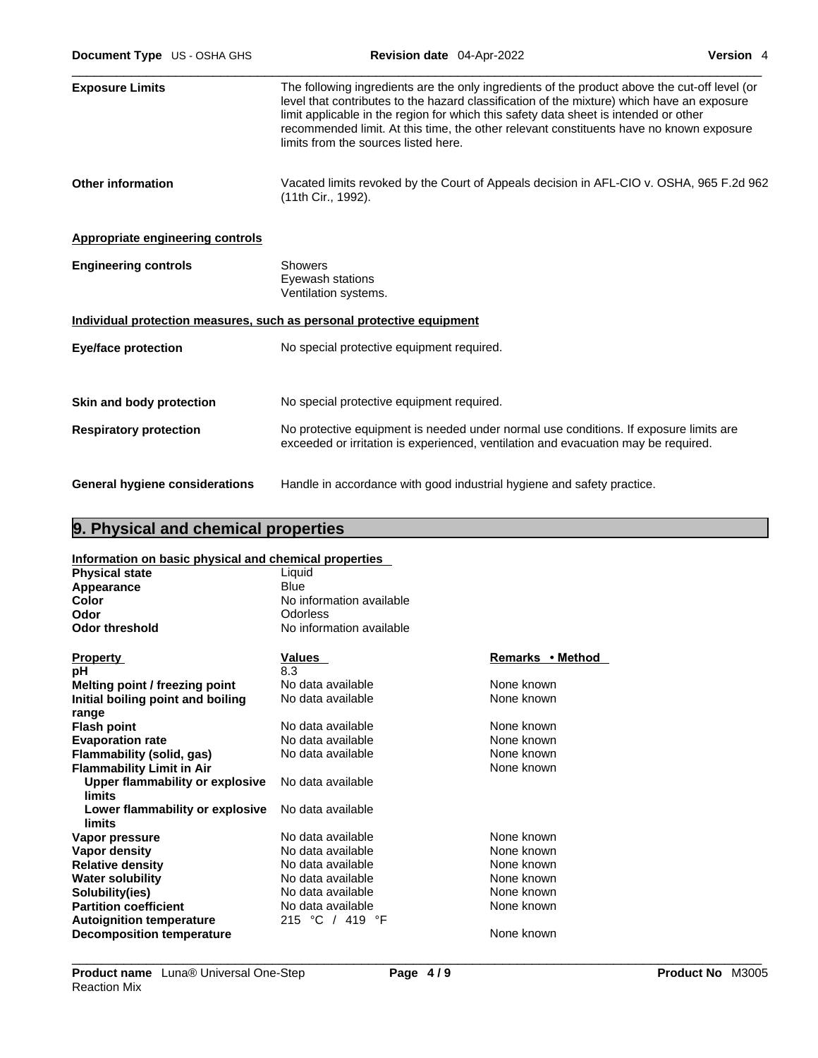**Exposure Limits**

The following ingredients are the only ingredients of the product above the cut-off level (or level that contributes to the hazard classification of the mixture) which have an exposure limit applicable in the region for which this safety data sheet is intended or other recommended limit. At this time, the other relevant constituents have no known exposure limits from the sources listed here.

**Other information**

Vacated limits revoked by the Court of Appeals decision in AFL-CIO v. OSHA, 965 F.2d 962 (11th Cir., 1992).

**Appropriate engineering controls**

**Engineering controls**

Showers
Eyewash stations
Ventilation systems.

**Individual protection measures, such as personal protective equipment**

**Eye/face protection**

No special protective equipment required.

**Skin and body protection**

No special protective equipment required.

**Respiratory protection**

No protective equipment is needed under normal use conditions. If exposure limits are exceeded or irritation is experienced, ventilation and evacuation may be required.

**General hygiene considerations**

Handle in accordance with good industrial hygiene and safety practice.

## 9. Physical and chemical properties

**Information on basic physical and chemical properties**

| | |
|---|---|
| **Physical state** | Liquid |
| **Appearance** | Blue |
| **Color** | No information available |
| **Odor** | Odorless |
| **Odor threshold** | No information available |

| **Property** | **Values** | **Remarks • Method** |
|---|---|---|
| **pH** | 8.3 | |
| **Melting point / freezing point** | No data available | None known |
| **Initial boiling point and boiling range** | No data available | None known |
| **Flash point** | No data available | None known |
| **Evaporation rate** | No data available | None known |
| **Flammability (solid, gas)** | No data available | None known |
| **Flammability Limit in Air** | | None known |
| **Upper flammability or explosive limits** | No data available | |
| **Lower flammability or explosive limits** | No data available | |
| **Vapor pressure** | No data available | None known |
| **Vapor density** | No data available | None known |
| **Relative density** | No data available | None known |
| **Water solubility** | No data available | None known |
| **Solubility(ies)** | No data available | None known |
| **Partition coefficient** | No data available | None known |
| **Autoignition temperature** | 215 °C / 419 °F | |
| **Decomposition temperature** | | None known |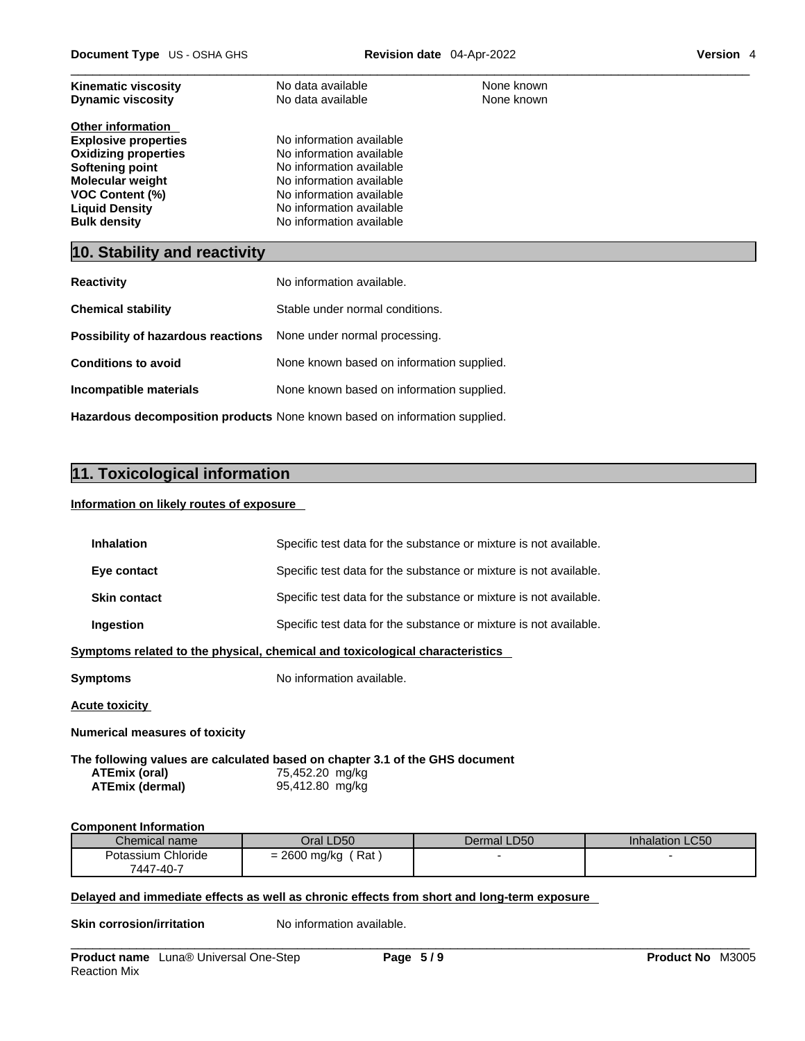| | | |
|---|---|---|
| **Kinematic viscosity** | No data available | None known |
| **Dynamic viscosity** | No data available | None known |

**Other information**

| | |
|---|---|
| **Explosive properties** | No information available |
| **Oxidizing properties** | No information available |
| **Softening point** | No information available |
| **Molecular weight** | No information available |
| **VOC Content (%)** | No information available |
| **Liquid Density** | No information available |
| **Bulk density** | No information available |

## 10. Stability and reactivity

**Reactivity** No information available.

**Chemical stability** Stable under normal conditions.

**Possibility of hazardous reactions** None under normal processing.

**Conditions to avoid** None known based on information supplied.

**Incompatible materials** None known based on information supplied.

**Hazardous decomposition products** None known based on information supplied.

## 11. Toxicological information

**Information on likely routes of exposure**

**Inhalation** Specific test data for the substance or mixture is not available.

**Eye contact** Specific test data for the substance or mixture is not available.

**Skin contact** Specific test data for the substance or mixture is not available.

**Ingestion** Specific test data for the substance or mixture is not available.

**Symptoms related to the physical, chemical and toxicological characteristics**

**Symptoms** No information available.

**Acute toxicity**

**Numerical measures of toxicity**

**The following values are calculated based on chapter 3.1 of the GHS document**

| | |
|---|---|
| **ATEmix (oral)** | 75,452.20 mg/kg |
| **ATEmix (dermal)** | 95,412.80 mg/kg |

**Component Information**

| Chemical name | Oral LD50 | Dermal LD50 | Inhalation LC50 |
|---|---|---|---|
| Potassium Chloride 7447-40-7 | = 2600 mg/kg ( Rat ) | - | - |

**Delayed and immediate effects as well as chronic effects from short and long-term exposure**

**Skin corrosion/irritation** No information available.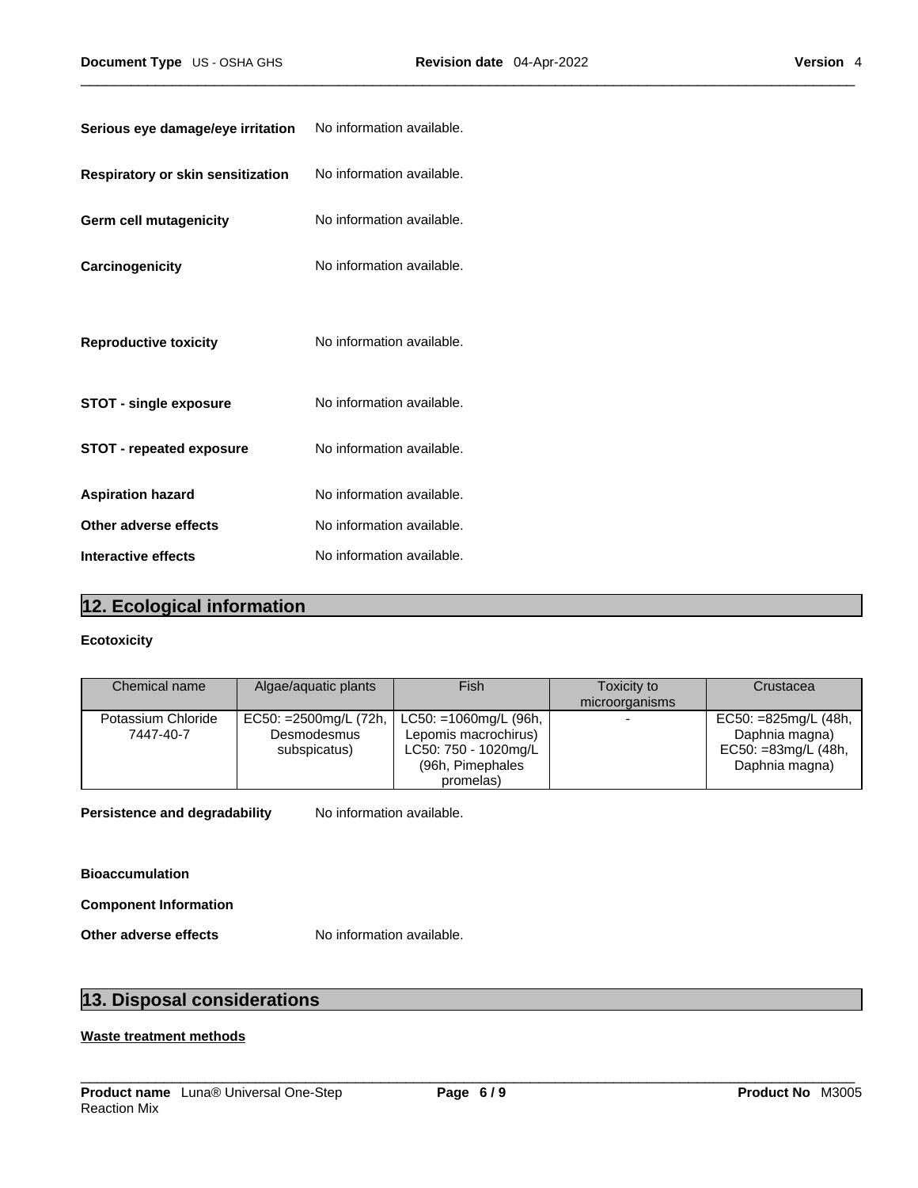**Serious eye damage/eye irritation** No information available.

**Respiratory or skin sensitization** No information available.

**Germ cell mutagenicity** No information available.

**Carcinogenicity** No information available.

**Reproductive toxicity** No information available.

**STOT - single exposure** No information available.

**STOT - repeated exposure** No information available.

**Aspiration hazard** No information available.

**Other adverse effects** No information available.

**Interactive effects** No information available.

## 12. Ecological information

**Ecotoxicity**

| Chemical name | Algae/aquatic plants | Fish | Toxicity to microorganisms | Crustacea |
|---|---|---|---|---|
| Potassium Chloride 7447-40-7 | EC50: =2500mg/L (72h, Desmodesmus subspicatus) | LC50: =1060mg/L (96h, Lepomis macrochirus) LC50: 750 - 1020mg/L (96h, Pimephales promelas) | - | EC50: =825mg/L (48h, Daphnia magna) EC50: =83mg/L (48h, Daphnia magna) |

**Persistence and degradability** No information available.

**Bioaccumulation**

**Component Information**

**Other adverse effects** No information available.

## 13. Disposal considerations

**Waste treatment methods**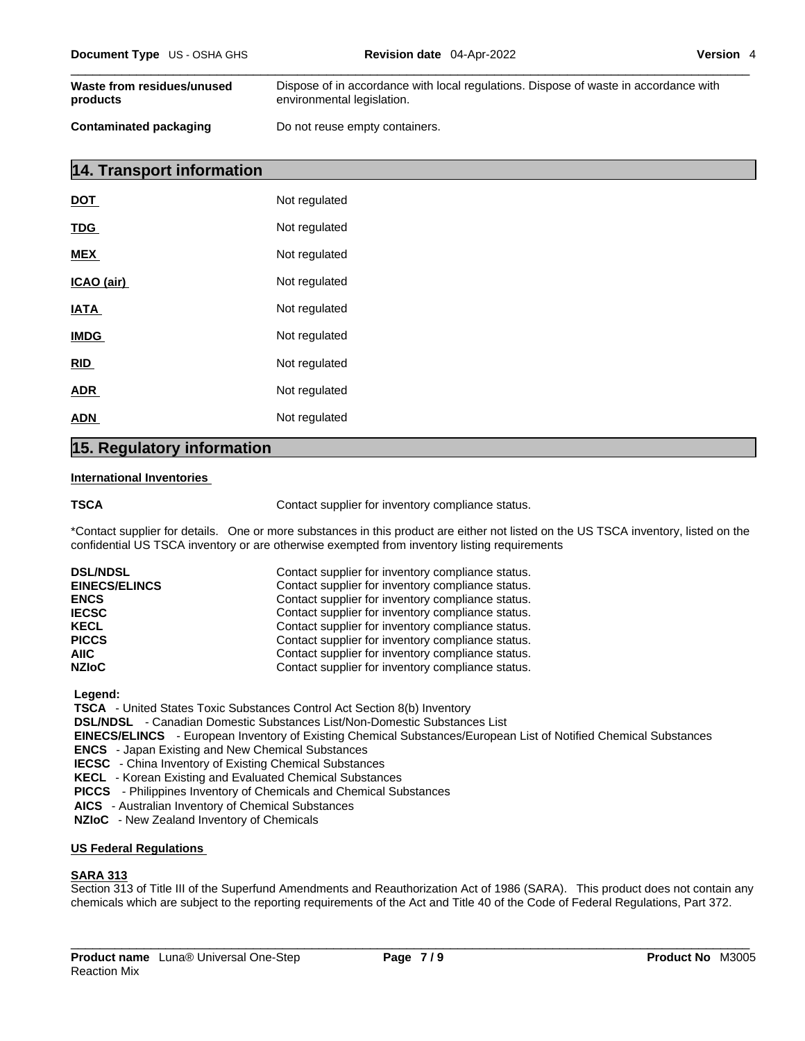| | |
|---|---|
| **Waste from residues/unused products** | Dispose of in accordance with local regulations. Dispose of waste in accordance with environmental legislation. |
| **Contaminated packaging** | Do not reuse empty containers. |

## 14. Transport information

| | |
|---|---|
| **DOT** | Not regulated |
| **TDG** | Not regulated |
| **MEX** | Not regulated |
| **ICAO (air)** | Not regulated |
| **IATA** | Not regulated |
| **IMDG** | Not regulated |
| **RID** | Not regulated |
| **ADR** | Not regulated |
| **ADN** | Not regulated |

## 15. Regulatory information

**International Inventories**

**TSCA** Contact supplier for inventory compliance status.

*Contact supplier for details. One or more substances in this product are either not listed on the US TSCA inventory, listed on the confidential US TSCA inventory or are otherwise exempted from inventory listing requirements

| | |
|---|---|
| **DSL/NDSL** | Contact supplier for inventory compliance status. |
| **EINECS/ELINCS** | Contact supplier for inventory compliance status. |
| **ENCS** | Contact supplier for inventory compliance status. |
| **IECSC** | Contact supplier for inventory compliance status. |
| **KECL** | Contact supplier for inventory compliance status. |
| **PICCS** | Contact supplier for inventory compliance status. |
| **AIIC** | Contact supplier for inventory compliance status. |
| **NZIoC** | Contact supplier for inventory compliance status. |

**Legend:**

**TSCA** - United States Toxic Substances Control Act Section 8(b) Inventory
**DSL/NDSL** - Canadian Domestic Substances List/Non-Domestic Substances List
**EINECS/ELINCS** - European Inventory of Existing Chemical Substances/European List of Notified Chemical Substances
**ENCS** - Japan Existing and New Chemical Substances
**IECSC** - China Inventory of Existing Chemical Substances
**KECL** - Korean Existing and Evaluated Chemical Substances
**PICCS** - Philippines Inventory of Chemicals and Chemical Substances
**AICS** - Australian Inventory of Chemical Substances
**NZIoC** - New Zealand Inventory of Chemicals

**US Federal Regulations**

**SARA 313**

Section 313 of Title III of the Superfund Amendments and Reauthorization Act of 1986 (SARA). This product does not contain any chemicals which are subject to the reporting requirements of the Act and Title 40 of the Code of Federal Regulations, Part 372.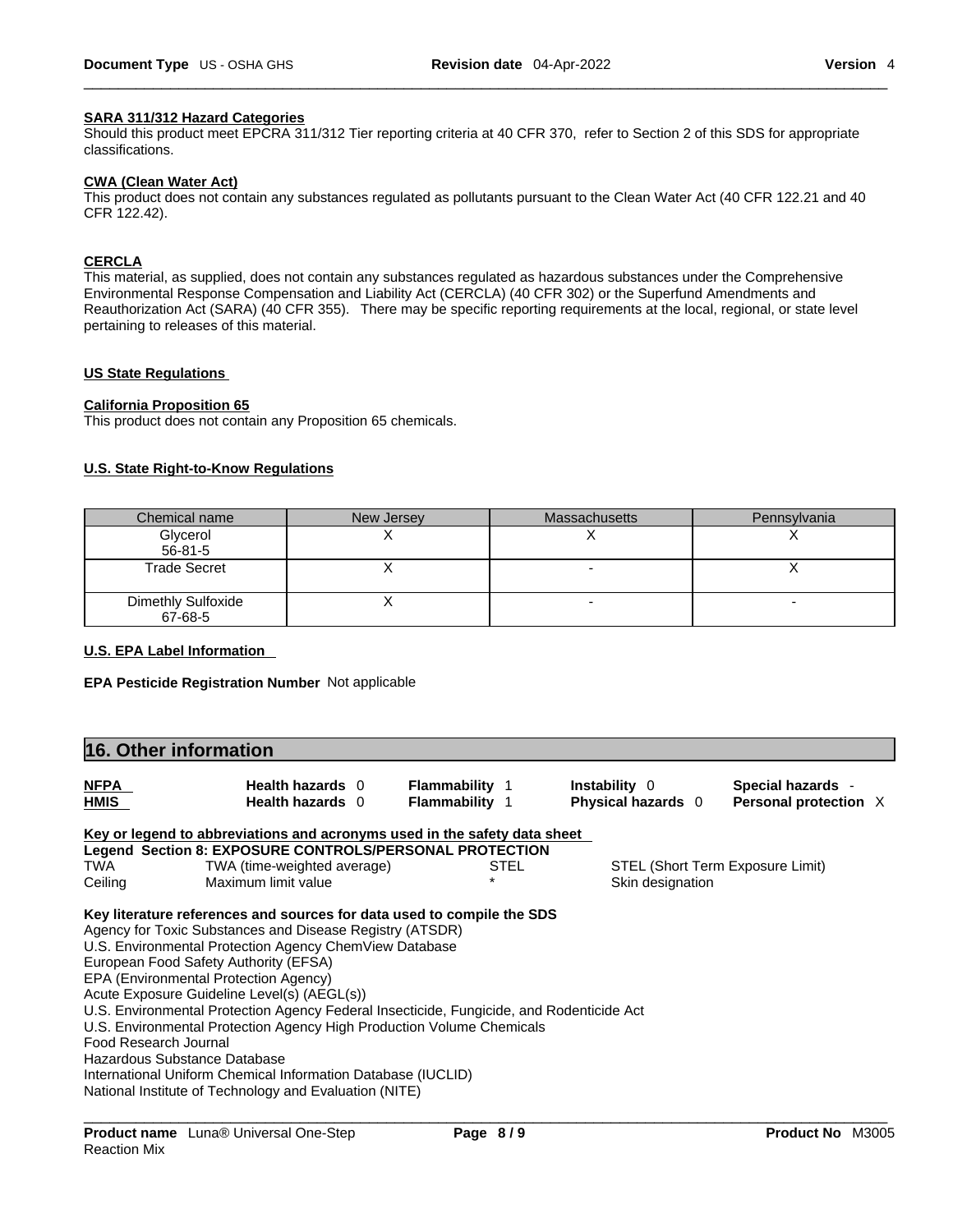**SARA 311/312 Hazard Categories**
Should this product meet EPCRA 311/312 Tier reporting criteria at 40 CFR 370, refer to Section 2 of this SDS for appropriate classifications.

**CWA (Clean Water Act)**
This product does not contain any substances regulated as pollutants pursuant to the Clean Water Act (40 CFR 122.21 and 40 CFR 122.42).

**CERCLA**
This material, as supplied, does not contain any substances regulated as hazardous substances under the Comprehensive Environmental Response Compensation and Liability Act (CERCLA) (40 CFR 302) or the Superfund Amendments and Reauthorization Act (SARA) (40 CFR 355). There may be specific reporting requirements at the local, regional, or state level pertaining to releases of this material.

**US State Regulations**

**California Proposition 65**
This product does not contain any Proposition 65 chemicals.

**U.S. State Right-to-Know Regulations**

| Chemical name | New Jersey | Massachusetts | Pennsylvania |
|---|---|---|---|
| Glycerol 56-81-5 | X | X | X |
| Trade Secret | X | - | X |
| Dimethly Sulfoxide 67-68-5 | X | - | - |

**U.S. EPA Label Information**

**EPA Pesticide Registration Number** Not applicable

## 16. Other information

| | | | | |
|---|---|---|---|---|
| **NFPA** | **Health hazards** 0 | **Flammability** 1 | **Instability** 0 | **Special hazards** - |
| **HMIS** | **Health hazards** 0 | **Flammability** 1 | **Physical hazards** 0 | **Personal protection** X |

**Key or legend to abbreviations and acronyms used in the safety data sheet**
**Legend Section 8: EXPOSURE CONTROLS/PERSONAL PROTECTION**

| | | | |
|---|---|---|---|
| TWA | TWA (time-weighted average) | STEL | STEL (Short Term Exposure Limit) |
| Ceiling | Maximum limit value | * | Skin designation |

**Key literature references and sources for data used to compile the SDS**
Agency for Toxic Substances and Disease Registry (ATSDR)
U.S. Environmental Protection Agency ChemView Database
European Food Safety Authority (EFSA)
EPA (Environmental Protection Agency)
Acute Exposure Guideline Level(s) (AEGL(s))
U.S. Environmental Protection Agency Federal Insecticide, Fungicide, and Rodenticide Act
U.S. Environmental Protection Agency High Production Volume Chemicals
Food Research Journal
Hazardous Substance Database
International Uniform Chemical Information Database (IUCLID)
National Institute of Technology and Evaluation (NITE)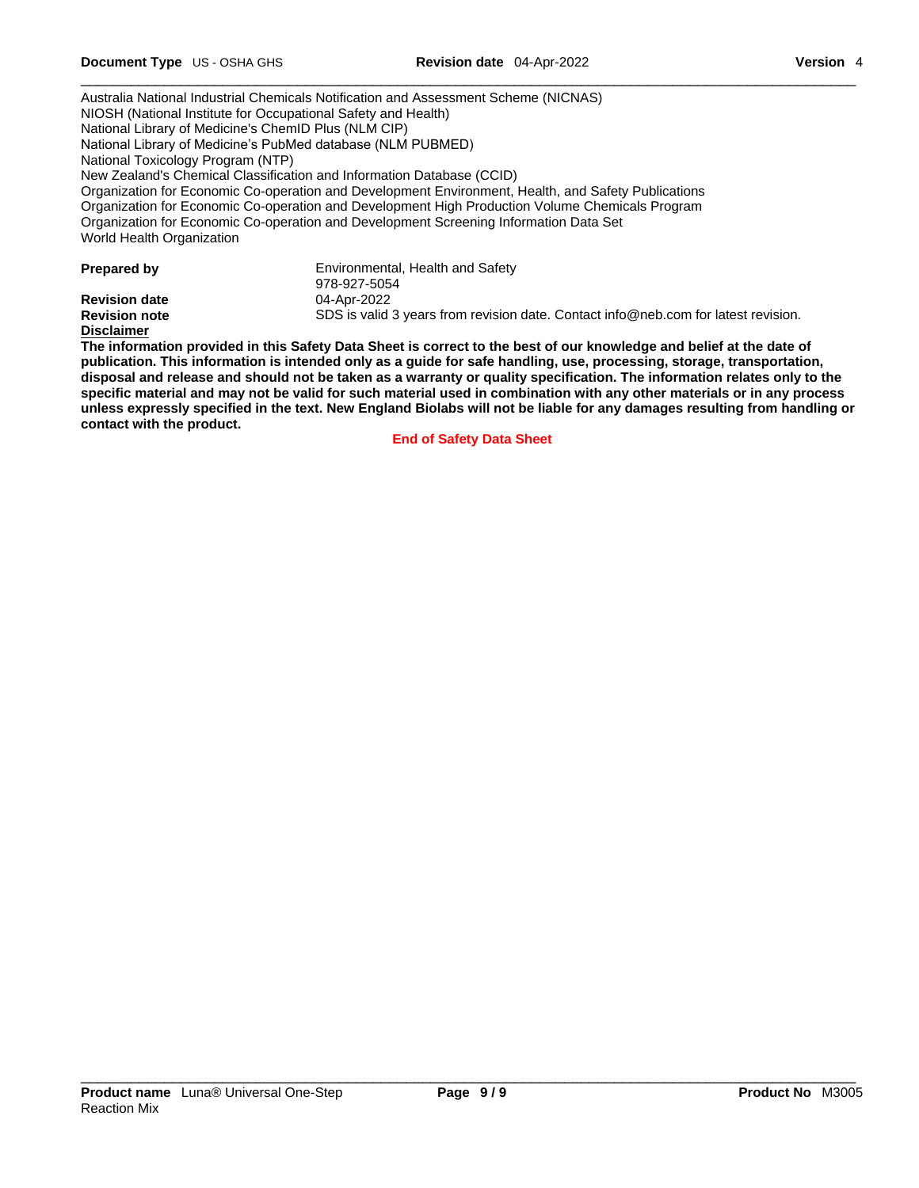Australia National Industrial Chemicals Notification and Assessment Scheme (NICNAS)
NIOSH (National Institute for Occupational Safety and Health)
National Library of Medicine's ChemID Plus (NLM CIP)
National Library of Medicine's PubMed database (NLM PUBMED)
National Toxicology Program (NTP)
New Zealand's Chemical Classification and Information Database (CCID)
Organization for Economic Co-operation and Development Environment, Health, and Safety Publications
Organization for Economic Co-operation and Development High Production Volume Chemicals Program
Organization for Economic Co-operation and Development Screening Information Data Set
World Health Organization

| | |
|---|---|
| **Prepared by** | Environmental, Health and Safety<br>978-927-5054 |
| **Revision date** | 04-Apr-2022 |
| **Revision note** | SDS is valid 3 years from revision date. Contact info@neb.com for latest revision. |

**Disclaimer**

**The information provided in this Safety Data Sheet is correct to the best of our knowledge and belief at the date of publication. This information is intended only as a guide for safe handling, use, processing, storage, transportation, disposal and release and should not be taken as a warranty or quality specification. The information relates only to the specific material and may not be valid for such material used in combination with any other materials or in any process unless expressly specified in the text. New England Biolabs will not be liable for any damages resulting from handling or contact with the product.**

**End of Safety Data Sheet**